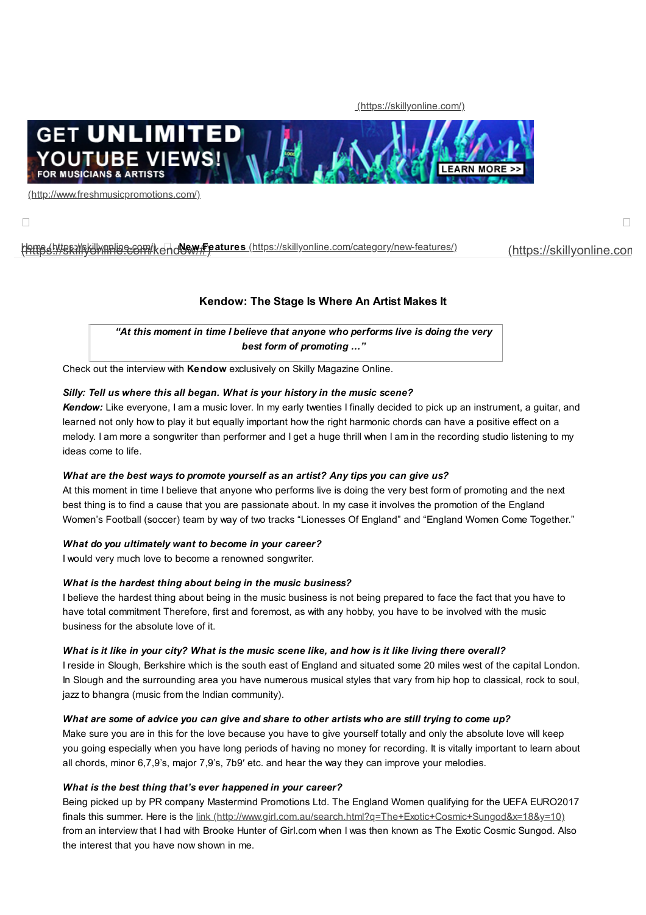(https://skillyonline.com/)

GET UNLIMITED YOUTUBE VIEWS! FOR MUSICIANS & ARTISTS LEARN MORE >>

(http://www.freshmusicpromotions.com/)

Home (https://skillyonline.com/) **New Features** (https://skillyonline.com/category/new-features/)

## Kendow: The Stage Is Where An Artist Makes It

> ***"At this moment in time I believe that anyone who performs live is doing the very best form of promoting …"***

Check out the interview with **Kendow** exclusively on Skilly Magazine Online.

***Silly: Tell us where this all began. What is your history in the music scene?***
***Kendow:*** Like everyone, I am a music lover. In my early twenties I finally decided to pick up an instrument, a guitar, and learned not only how to play it but equally important how the right harmonic chords can have a positive effect on a melody. I am more a songwriter than performer and I get a huge thrill when I am in the recording studio listening to my ideas come to life.

***What are the best ways to promote yourself as an artist? Any tips you can give us?***
At this moment in time I believe that anyone who performs live is doing the very best form of promoting and the next best thing is to find a cause that you are passionate about. In my case it involves the promotion of the England Women's Football (soccer) team by way of two tracks "Lionesses Of England" and "England Women Come Together."

***What do you ultimately want to become in your career?***
I would very much love to become a renowned songwriter.

***What is the hardest thing about being in the music business?***
I believe the hardest thing about being in the music business is not being prepared to face the fact that you have to have total commitment Therefore, first and foremost, as with any hobby, you have to be involved with the music business for the absolute love of it.

***What is it like in your city? What is the music scene like, and how is it like living there overall?***
I reside in Slough, Berkshire which is the south east of England and situated some 20 miles west of the capital London. In Slough and the surrounding area you have numerous musical styles that vary from hip hop to classical, rock to soul, jazz to bhangra (music from the Indian community).

***What are some of advice you can give and share to other artists who are still trying to come up?***
Make sure you are in this for the love because you have to give yourself totally and only the absolute love will keep you going especially when you have long periods of having no money for recording. It is vitally important to learn about all chords, minor 6,7,9's, major 7,9's, 7b9' etc. and hear the way they can improve your melodies.

***What is the best thing that's ever happened in your career?***
Being picked up by PR company Mastermind Promotions Ltd. The England Women qualifying for the UEFA EURO2017 finals this summer. Here is the link (http://www.girl.com.au/search.html?q=The+Exotic+Cosmic+Sungod&x=18&y=10) from an interview that I had with Brooke Hunter of Girl.com when I was then known as The Exotic Cosmic Sungod. Also the interest that you have now shown in me.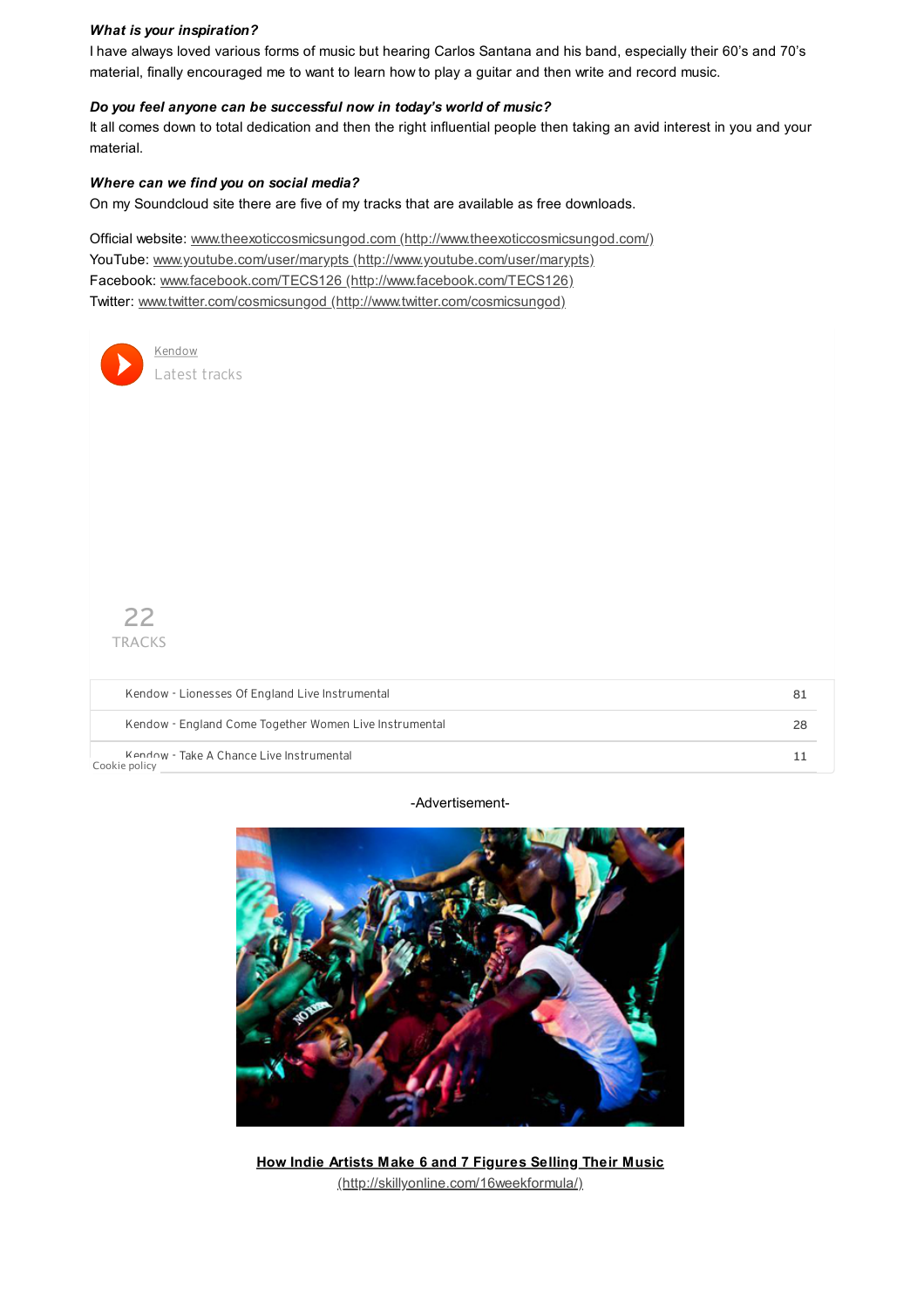***What is your inspiration?***

I have always loved various forms of music but hearing Carlos Santana and his band, especially their 60's and 70's material, finally encouraged me to want to learn how to play a guitar and then write and record music.

***Do you feel anyone can be successful now in today's world of music?***

It all comes down to total dedication and then the right influential people then taking an avid interest in you and your material.

***Where can we find you on social media?***

On my Soundcloud site there are five of my tracks that are available as free downloads.

Official website: www.theexoticcosmicsungod.com (http://www.theexoticcosmicsungod.com/)
YouTube: www.youtube.com/user/marypts (http://www.youtube.com/user/marypts)
Facebook: www.facebook.com/TECS126 (http://www.facebook.com/TECS126)
Twitter: www.twitter.com/cosmicsungod (http://www.twitter.com/cosmicsungod)

Kendow
Latest tracks

22
TRACKS

| Track | Plays |
|---|---|
| Kendow - Lionesses Of England Live Instrumental | 81 |
| Kendow - England Come Together Women Live Instrumental | 28 |
| Kendow - Take A Chance Live Instrumental | 11 |

Cookie policy

-Advertisement-

**How Indie Artists Make 6 and 7 Figures Selling Their Music**
(http://skillyonline.com/16weekformula/)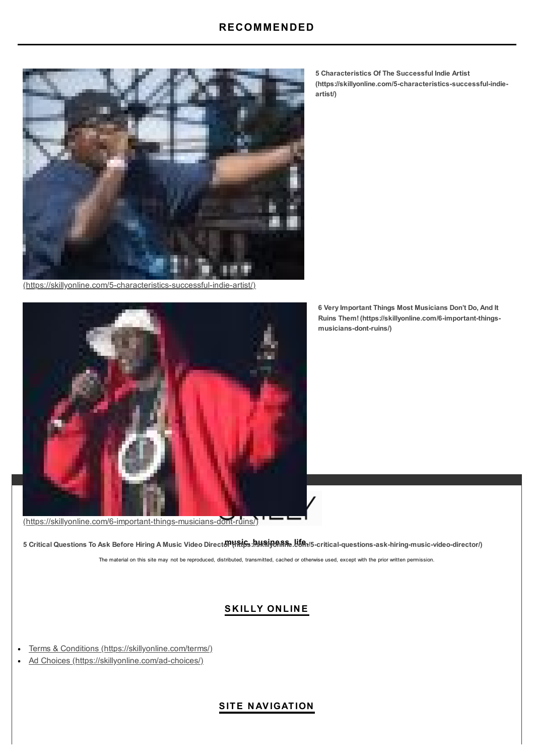## RECOMMENDED

**5 Characteristics Of The Successful Indie Artist (https://skillyonline.com/5-characteristics-successful-indie-artist/)**

(https://skillyonline.com/5-characteristics-successful-indie-artist/)

**6 Very Important Things Most Musicians Don't Do, And It Ruins Them! (https://skillyonline.com/6-important-things-musicians-dont-ruins/)**

(https://skillyonline.com/6-important-things-musicians-dont-ruins/)

**5 Critical Questions To Ask Before Hiring A Music Video Director (https://skillyonline.com/5-critical-questions-ask-hiring-music-video-director/)**

**music. business. life.**

The material on this site may not be reproduced, distributed, transmitted, cached or otherwise used, except with the prior written permission.

## SKILLY ONLINE

- Terms & Conditions (https://skillyonline.com/terms/)
- Ad Choices (https://skillyonline.com/ad-choices/)

## SITE NAVIGATION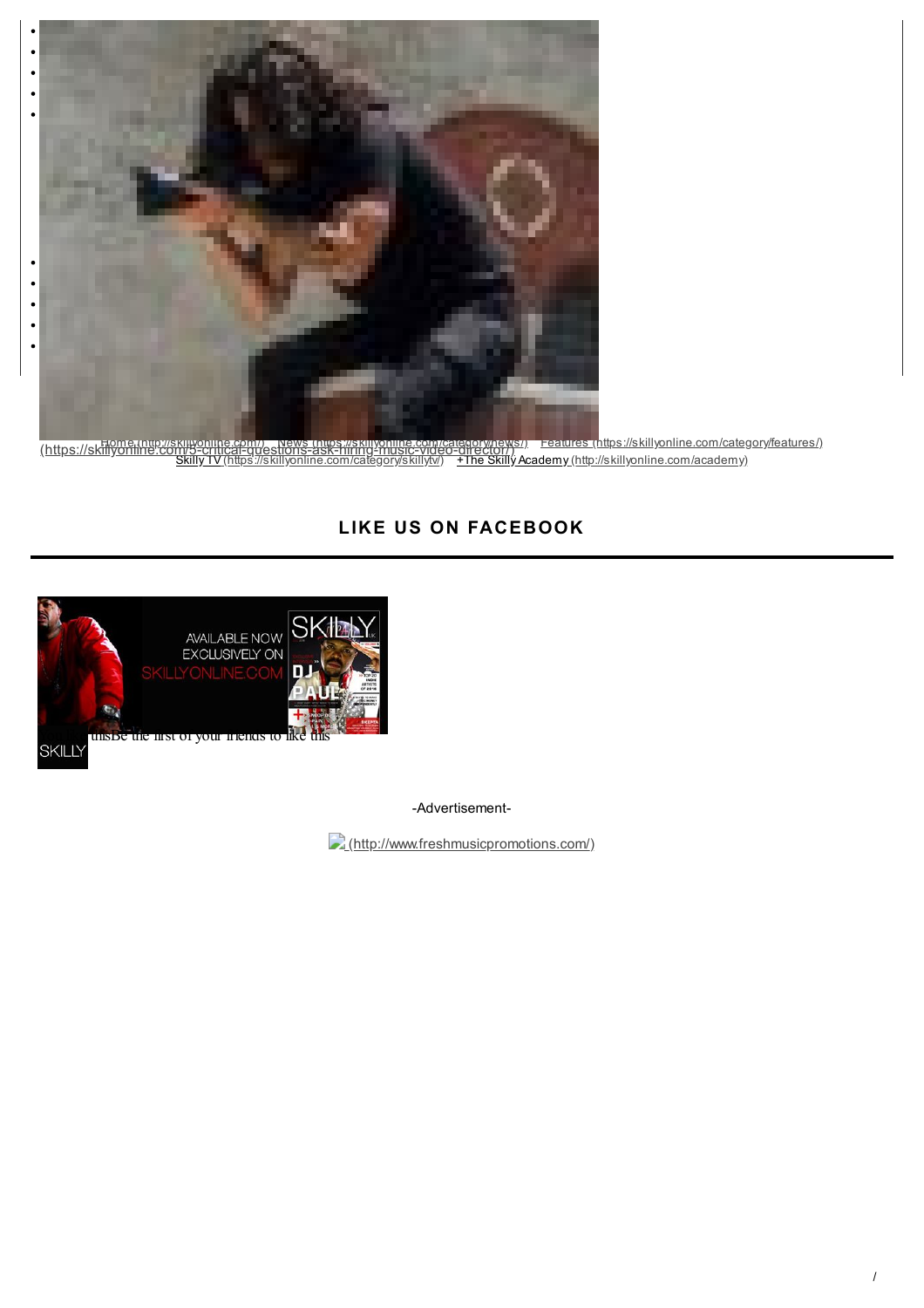(https://skillyonline.com/5-critical-questions-ask-hiring-music-video-director/)

Home (http://skillyonline.com/) News (https://skillyonline.com/category/news/) Features (https://skillyonline.com/category/features/) Skilly TV (https://skillyonline.com/category/skillytv/) +The Skilly Academy (http://skillyonline.com/academy)

## LIKE US ON FACEBOOK

AVAILABLE NOW EXCLUSIVELY ON SKILLYONLINE.COM

SKILLY

thisBe the first of your friends to like this

-Advertisement-

(http://www.freshmusicpromotions.com/)